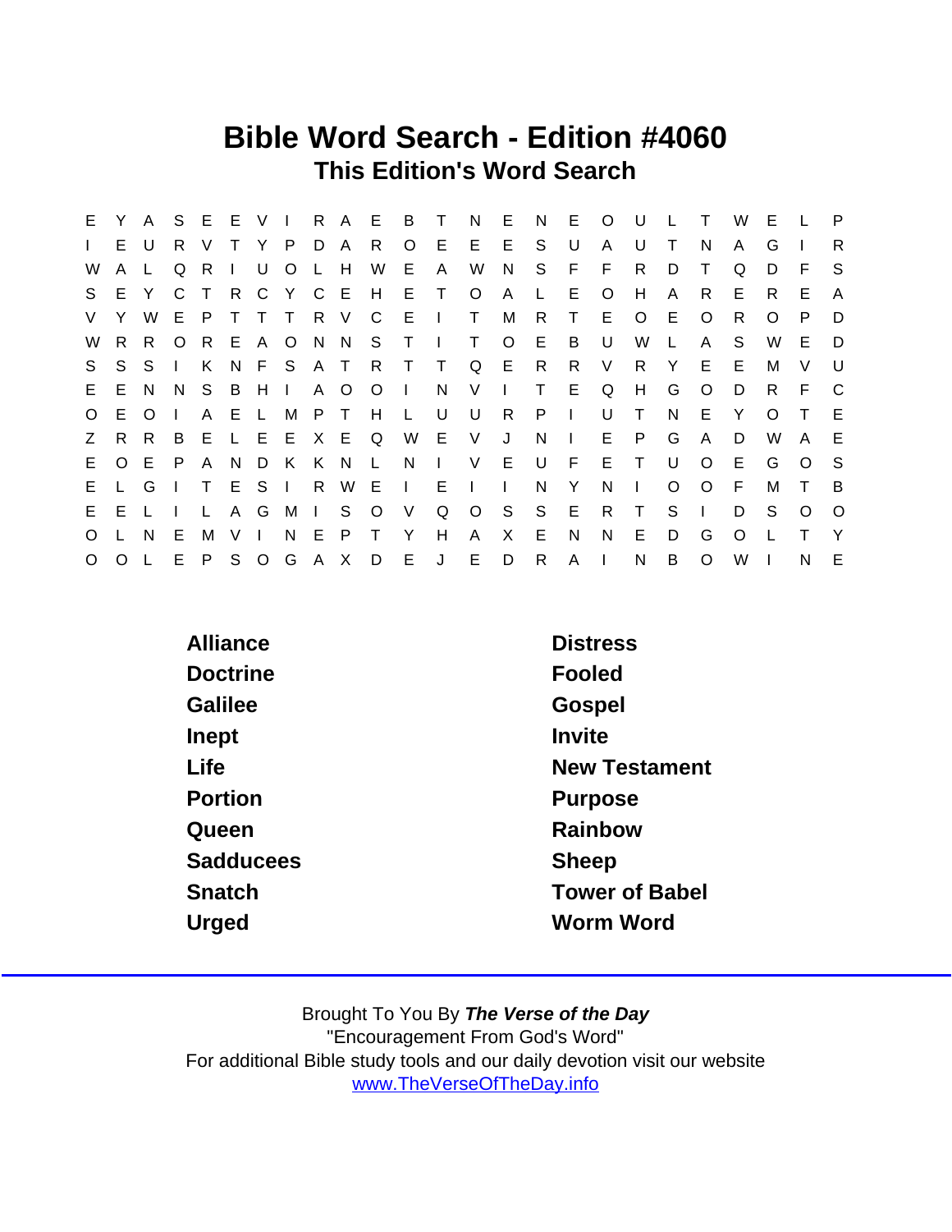# Bible Word Search - Edition #4060

## This Edition's Word Search

```
E Y A S E E V I R A E B T N E N E O U L T W E L P
I E U R V T Y P D A R O E E E S U A U T N A G I R
W A L Q R I U O L H W E A W N S F F R D T Q D F S
S E Y C T R C Y C E H E T O A L E O H A R E R E A
V Y W E P T T T R V C E I T M R T E O E O R O P D
W R R O R E A O N N S T I T O E B U W L A S W E D
S S S I K N F S A T R T T Q E R R V R Y E E M V U
E E N N S B H I A O O I N V I T E Q H G O D R F C
O E O I A E L M P T H L U U R P I U T N E Y O T E
Z R R B E L E E X E Q W E V J N I E P G A D W A E
E O E P A N D K K N L N I V E U F E T U O E G O S
E L G I T E S I R W E I E I I N Y N I O O F M T B
E E L I L A G M I S O V Q O S S E R T S I D S O O
O L N E M V I N E P T Y H A X E N N E D G O L T Y
O O L E P S O G A X D E J E D R A I N B O W I N E
```

| | |
|---|---|
| Alliance | Distress |
| Doctrine | Fooled |
| Galilee | Gospel |
| Inept | Invite |
| Life | New Testament |
| Portion | Purpose |
| Queen | Rainbow |
| Sadducees | Sheep |
| Snatch | Tower of Babel |
| Urged | Worm Word |

Brought To You By ***The Verse of the Day***
"Encouragement From God's Word"
For additional Bible study tools and our daily devotion visit our website
www.TheVerseOfTheDay.info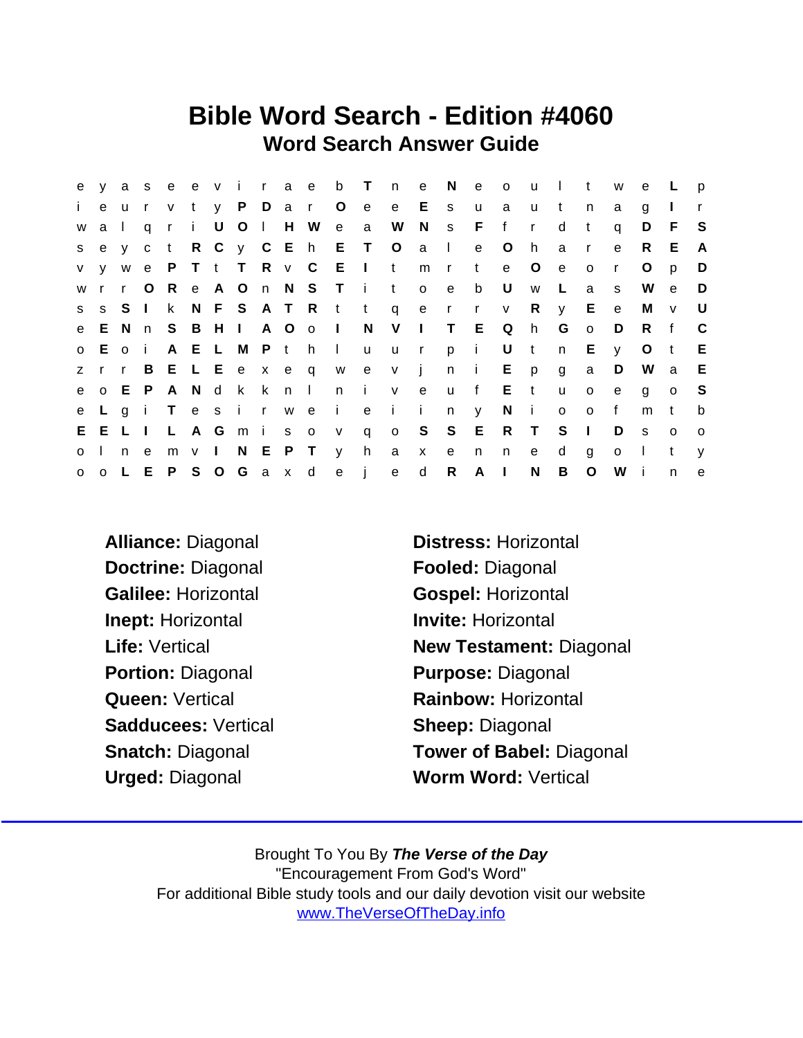# Bible Word Search - Edition #4060

## Word Search Answer Guide

```
e y a s e e v i r a e b T n e N e o u l t w e L p
i e u r v t y P D a r O e e E s u a u t n a g I r
w a l q r i U O l H W e a W N s F f r d t q D F S
s e y c t R C y C E h E T O a l e O h a r e R E A
v y w e P T t T R v C E I t m r t e O e o r O p D
w r r O R e A O n N S T i t o e b U w L a s W e D
s s S I k N F S A T R t t q e r r v R y E e M v U
e E N n S B H I A O o I N V I T E Q h G o D R f C
o E o i A E L M P t h l u u r p i U t n E y O t E
z r r B E L E e x e q w e v j n i E p g a D W a E
e o E P A N d k k n l n i v e u f E t u o e g o S
e L g i T e s i r w e i e i i n y N i o o f m t b
E E L I L A G m i s o v q o S S E R T S I D s o o
o l n e m v I N E P T y h a x e n n e d g o l t y
o o L E P S O G a x d e j e d R A I N B O W i n e
```

**Alliance:** Diagonal
**Distress:** Horizontal
**Doctrine:** Diagonal
**Fooled:** Diagonal
**Galilee:** Horizontal
**Gospel:** Horizontal
**Inept:** Horizontal
**Invite:** Horizontal
**Life:** Vertical
**New Testament:** Diagonal
**Portion:** Diagonal
**Purpose:** Diagonal
**Queen:** Vertical
**Rainbow:** Horizontal
**Sadducees:** Vertical
**Sheep:** Diagonal
**Snatch:** Diagonal
**Tower of Babel:** Diagonal
**Urged:** Diagonal
**Worm Word:** Vertical

Brought To You By ***The Verse of the Day***
"Encouragement From God's Word"
For additional Bible study tools and our daily devotion visit our website
www.TheVerseOfTheDay.info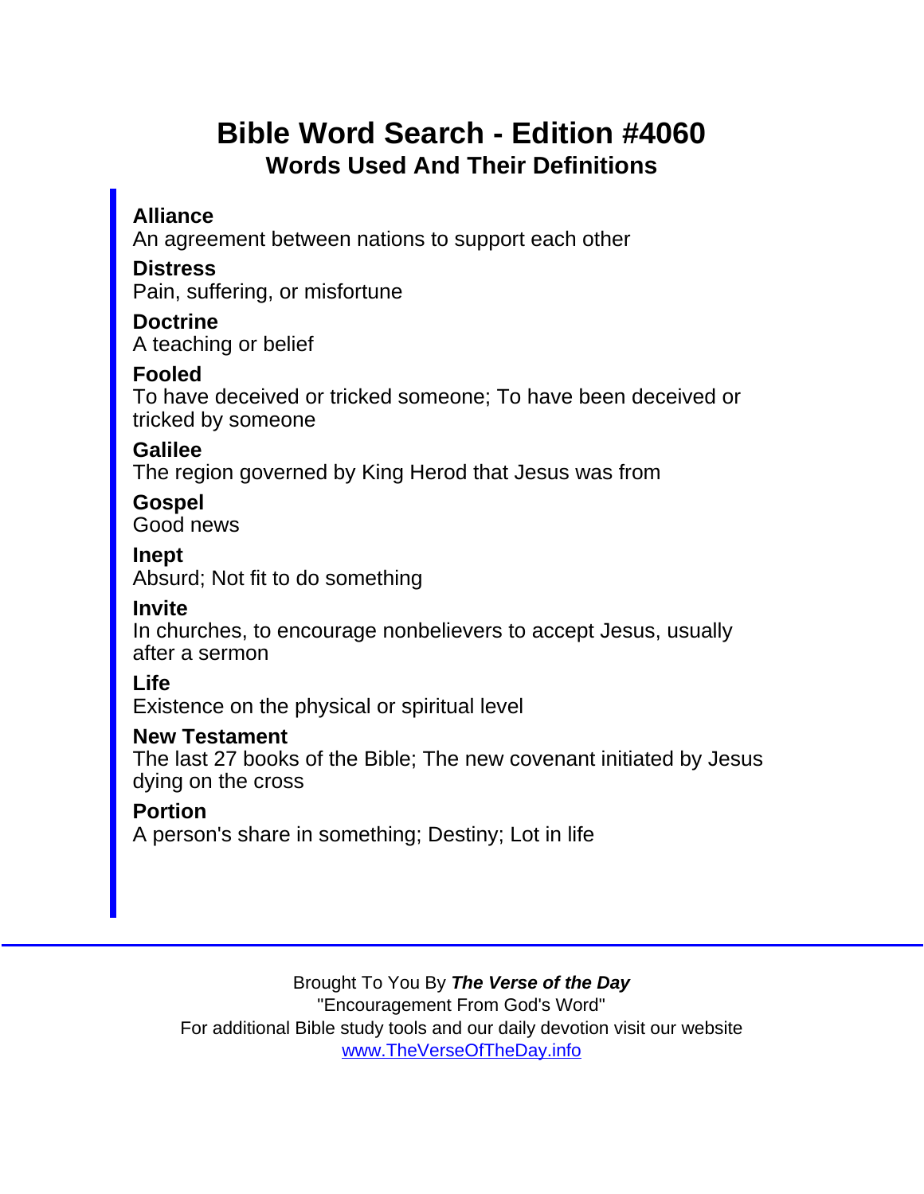# Bible Word Search - Edition #4060

## Words Used And Their Definitions

**Alliance**
An agreement between nations to support each other

**Distress**
Pain, suffering, or misfortune

**Doctrine**
A teaching or belief

**Fooled**
To have deceived or tricked someone; To have been deceived or tricked by someone

**Galilee**
The region governed by King Herod that Jesus was from

**Gospel**
Good news

**Inept**
Absurd; Not fit to do something

**Invite**
In churches, to encourage nonbelievers to accept Jesus, usually after a sermon

**Life**
Existence on the physical or spiritual level

**New Testament**
The last 27 books of the Bible; The new covenant initiated by Jesus dying on the cross

**Portion**
A person's share in something; Destiny; Lot in life

---

Brought To You By ***The Verse of the Day***
"Encouragement From God's Word"
For additional Bible study tools and our daily devotion visit our website
[www.TheVerseOfTheDay.info](http://www.TheVerseOfTheDay.info)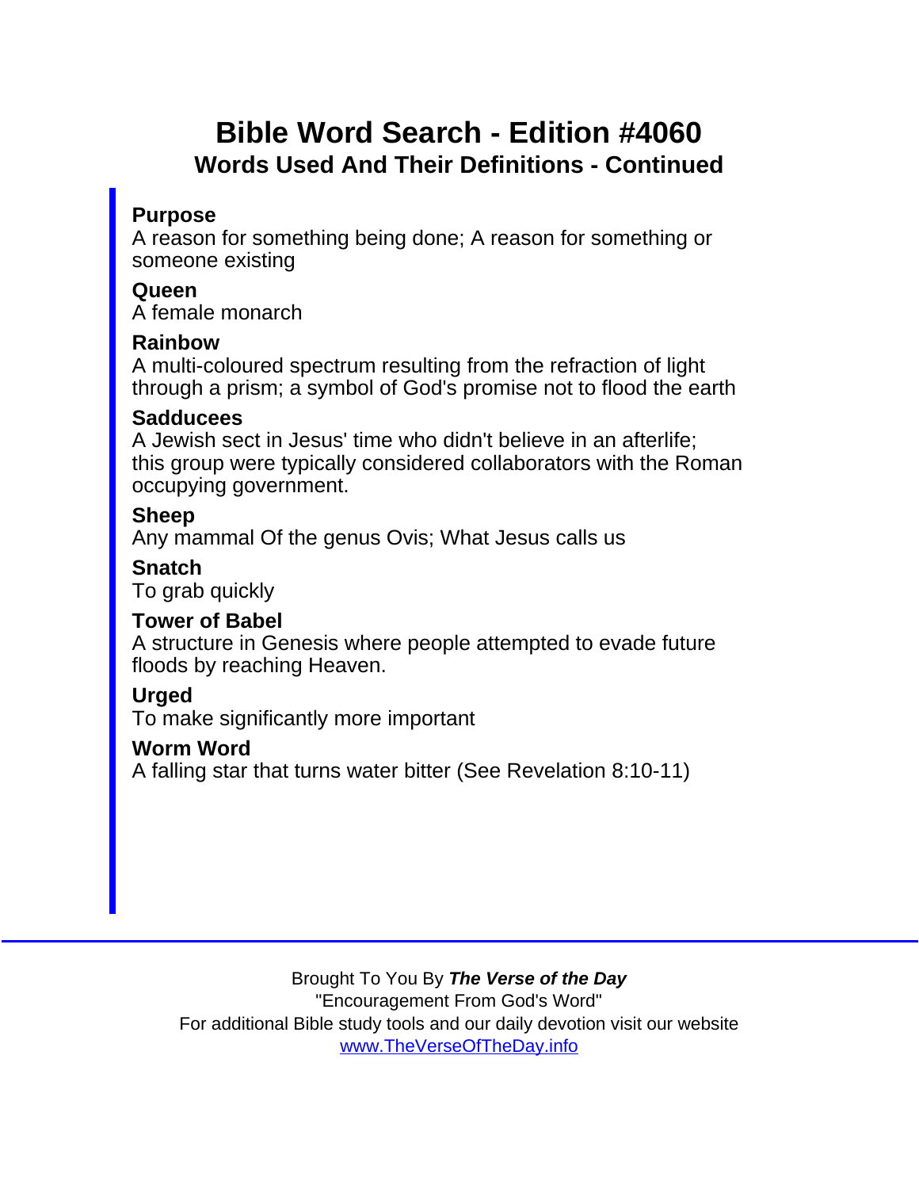# Bible Word Search - Edition #4060

## Words Used And Their Definitions - Continued

**Purpose**
A reason for something being done; A reason for something or someone existing

**Queen**
A female monarch

**Rainbow**
A multi-coloured spectrum resulting from the refraction of light through a prism; a symbol of God's promise not to flood the earth

**Sadducees**
A Jewish sect in Jesus' time who didn't believe in an afterlife; this group were typically considered collaborators with the Roman occupying government.

**Sheep**
Any mammal Of the genus Ovis; What Jesus calls us

**Snatch**
To grab quickly

**Tower of Babel**
A structure in Genesis where people attempted to evade future floods by reaching Heaven.

**Urged**
To make significantly more important

**Worm Word**
A falling star that turns water bitter (See Revelation 8:10-11)

Brought To You By ***The Verse of the Day***
"Encouragement From God's Word"
For additional Bible study tools and our daily devotion visit our website
www.TheVerseOfTheDay.info